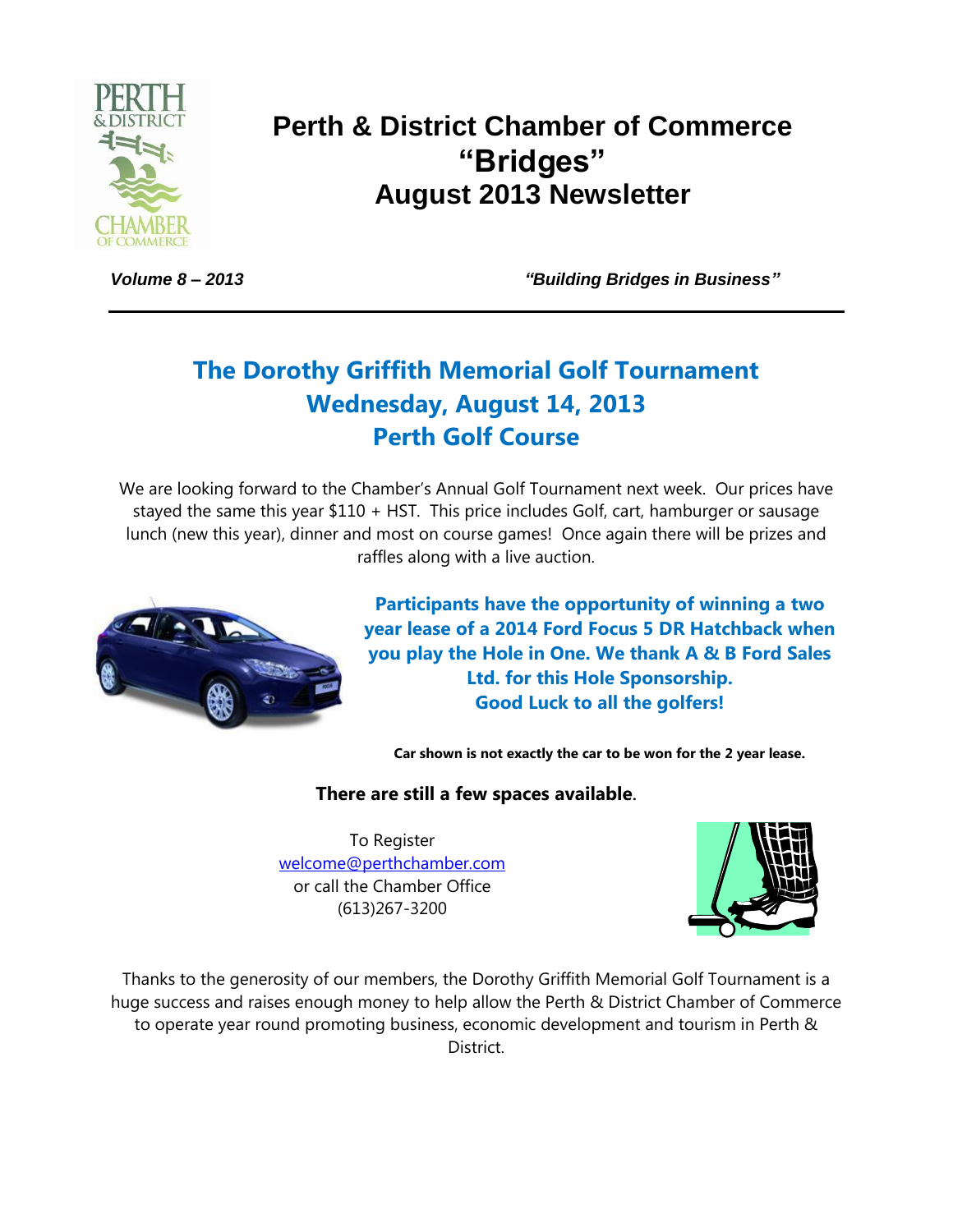# Perth & District Chamber of Commerce
# "Bridges"
# August 2013 Newsletter

*Volume 8 – 2013* *"Building Bridges in Business"*

---

## The Dorothy Griffith Memorial Golf Tournament
## Wednesday, August 14, 2013
## Perth Golf Course

We are looking forward to the Chamber's Annual Golf Tournament next week. Our prices have stayed the same this year $110 + HST. This price includes Golf, cart, hamburger or sausage lunch (new this year), dinner and most on course games! Once again there will be prizes and raffles along with a live auction.

**Participants have the opportunity of winning a two year lease of a 2014 Ford Focus 5 DR Hatchback when you play the Hole in One. We thank A & B Ford Sales Ltd. for this Hole Sponsorship.**
**Good Luck to all the golfers!**

**Car shown is not exactly the car to be won for the 2 year lease.**

**There are still a few spaces available.**

To Register
welcome@perthchamber.com
or call the Chamber Office
(613)267-3200

Thanks to the generosity of our members, the Dorothy Griffith Memorial Golf Tournament is a huge success and raises enough money to help allow the Perth & District Chamber of Commerce to operate year round promoting business, economic development and tourism in Perth & District.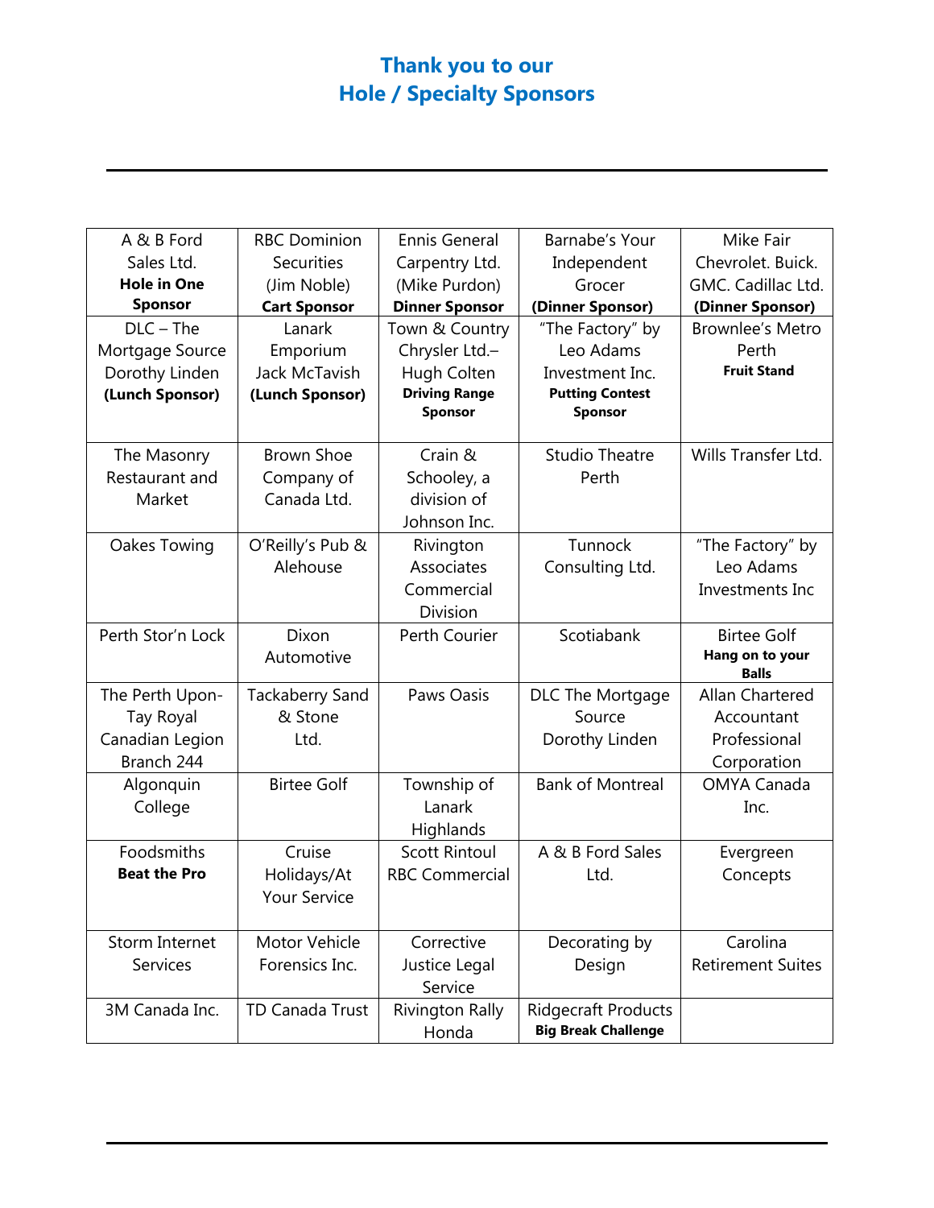# Thank you to our
# Hole / Specialty Sponsors

| | | | | |
|---|---|---|---|---|
| A & B Ford Sales Ltd. **Hole in One Sponsor** | RBC Dominion Securities (Jim Noble) **Cart Sponsor** | Ennis General Carpentry Ltd. (Mike Purdon) **Dinner Sponsor** | Barnabe's Your Independent Grocer **(Dinner Sponsor)** | Mike Fair Chevrolet. Buick. GMC. Cadillac Ltd. **(Dinner Sponsor)** |
| DLC – The Mortgage Source Dorothy Linden **(Lunch Sponsor)** | Lanark Emporium Jack McTavish **(Lunch Sponsor)** | Town & Country Chrysler Ltd.– Hugh Colten **Driving Range Sponsor** | "The Factory" by Leo Adams Investment Inc. **Putting Contest Sponsor** | Brownlee's Metro Perth **Fruit Stand** |
| The Masonry Restaurant and Market | Brown Shoe Company of Canada Ltd. | Crain & Schooley, a division of Johnson Inc. | Studio Theatre Perth | Wills Transfer Ltd. |
| Oakes Towing | O'Reilly's Pub & Alehouse | Rivington Associates Commercial Division | Tunnock Consulting Ltd. | "The Factory" by Leo Adams Investments Inc |
| Perth Stor'n Lock | Dixon Automotive | Perth Courier | Scotiabank | Birtee Golf **Hang on to your Balls** |
| The Perth Upon-Tay Royal Canadian Legion Branch 244 | Tackaberry Sand & Stone Ltd. | Paws Oasis | DLC The Mortgage Source Dorothy Linden | Allan Chartered Accountant Professional Corporation |
| Algonquin College | Birtee Golf | Township of Lanark Highlands | Bank of Montreal | OMYA Canada Inc. |
| Foodsmiths **Beat the Pro** | Cruise Holidays/At Your Service | Scott Rintoul RBC Commercial | A & B Ford Sales Ltd. | Evergreen Concepts |
| Storm Internet Services | Motor Vehicle Forensics Inc. | Corrective Justice Legal Service | Decorating by Design | Carolina Retirement Suites |
| 3M Canada Inc. | TD Canada Trust | Rivington Rally Honda | Ridgecraft Products **Big Break Challenge** | |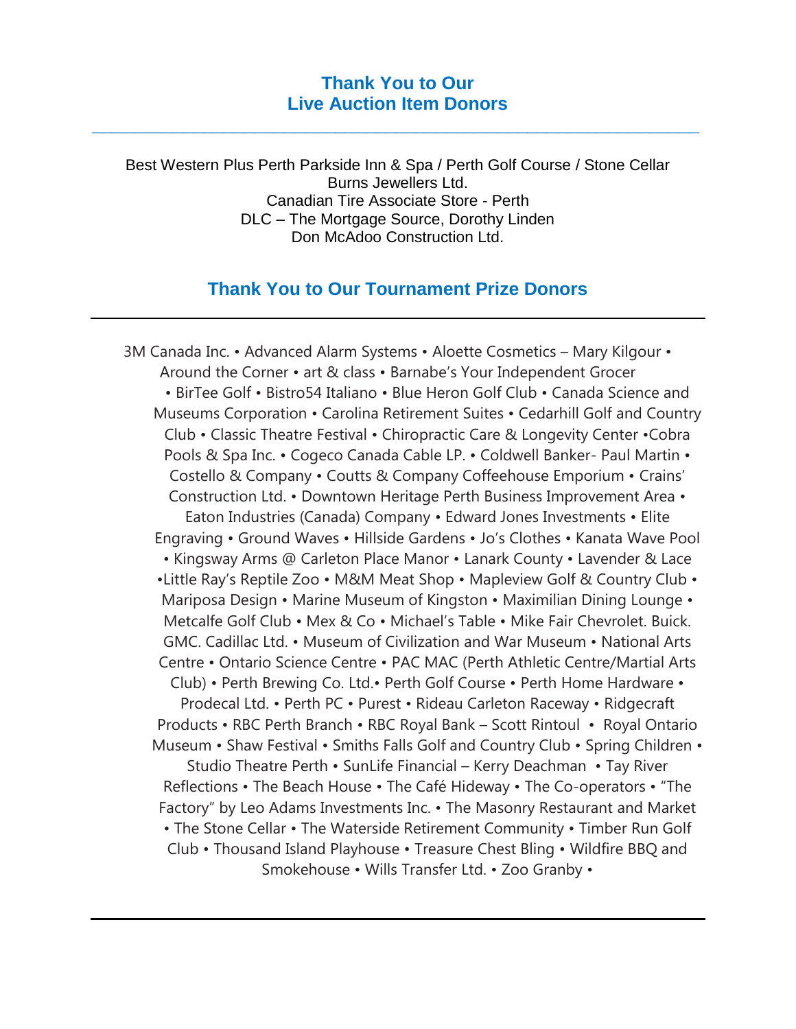## Thank You to Our Live Auction Item Donors

---

Best Western Plus Perth Parkside Inn & Spa / Perth Golf Course / Stone Cellar
Burns Jewellers Ltd.
Canadian Tire Associate Store - Perth
DLC – The Mortgage Source, Dorothy Linden
Don McAdoo Construction Ltd.

## Thank You to Our Tournament Prize Donors

---

3M Canada Inc. • Advanced Alarm Systems • Aloette Cosmetics – Mary Kilgour • Around the Corner • art & class • Barnabe's Your Independent Grocer • BirTee Golf • Bistro54 Italiano • Blue Heron Golf Club • Canada Science and Museums Corporation • Carolina Retirement Suites • Cedarhill Golf and Country Club • Classic Theatre Festival • Chiropractic Care & Longevity Center •Cobra Pools & Spa Inc. • Cogeco Canada Cable LP. • Coldwell Banker- Paul Martin • Costello & Company • Coutts & Company Coffeehouse Emporium • Crains' Construction Ltd. • Downtown Heritage Perth Business Improvement Area • Eaton Industries (Canada) Company • Edward Jones Investments • Elite Engraving • Ground Waves • Hillside Gardens • Jo's Clothes • Kanata Wave Pool • Kingsway Arms @ Carleton Place Manor • Lanark County • Lavender & Lace •Little Ray's Reptile Zoo • M&M Meat Shop • Mapleview Golf & Country Club • Mariposa Design • Marine Museum of Kingston • Maximilian Dining Lounge • Metcalfe Golf Club • Mex & Co • Michael's Table • Mike Fair Chevrolet. Buick. GMC. Cadillac Ltd. • Museum of Civilization and War Museum • National Arts Centre • Ontario Science Centre • PAC MAC (Perth Athletic Centre/Martial Arts Club) • Perth Brewing Co. Ltd.• Perth Golf Course • Perth Home Hardware • Prodecal Ltd. • Perth PC • Purest • Rideau Carleton Raceway • Ridgecraft Products • RBC Perth Branch • RBC Royal Bank – Scott Rintoul • Royal Ontario Museum • Shaw Festival • Smiths Falls Golf and Country Club • Spring Children • Studio Theatre Perth • SunLife Financial – Kerry Deachman • Tay River Reflections • The Beach House • The Café Hideway • The Co-operators • "The Factory" by Leo Adams Investments Inc. • The Masonry Restaurant and Market • The Stone Cellar • The Waterside Retirement Community • Timber Run Golf Club • Thousand Island Playhouse • Treasure Chest Bling • Wildfire BBQ and Smokehouse • Wills Transfer Ltd. • Zoo Granby •

---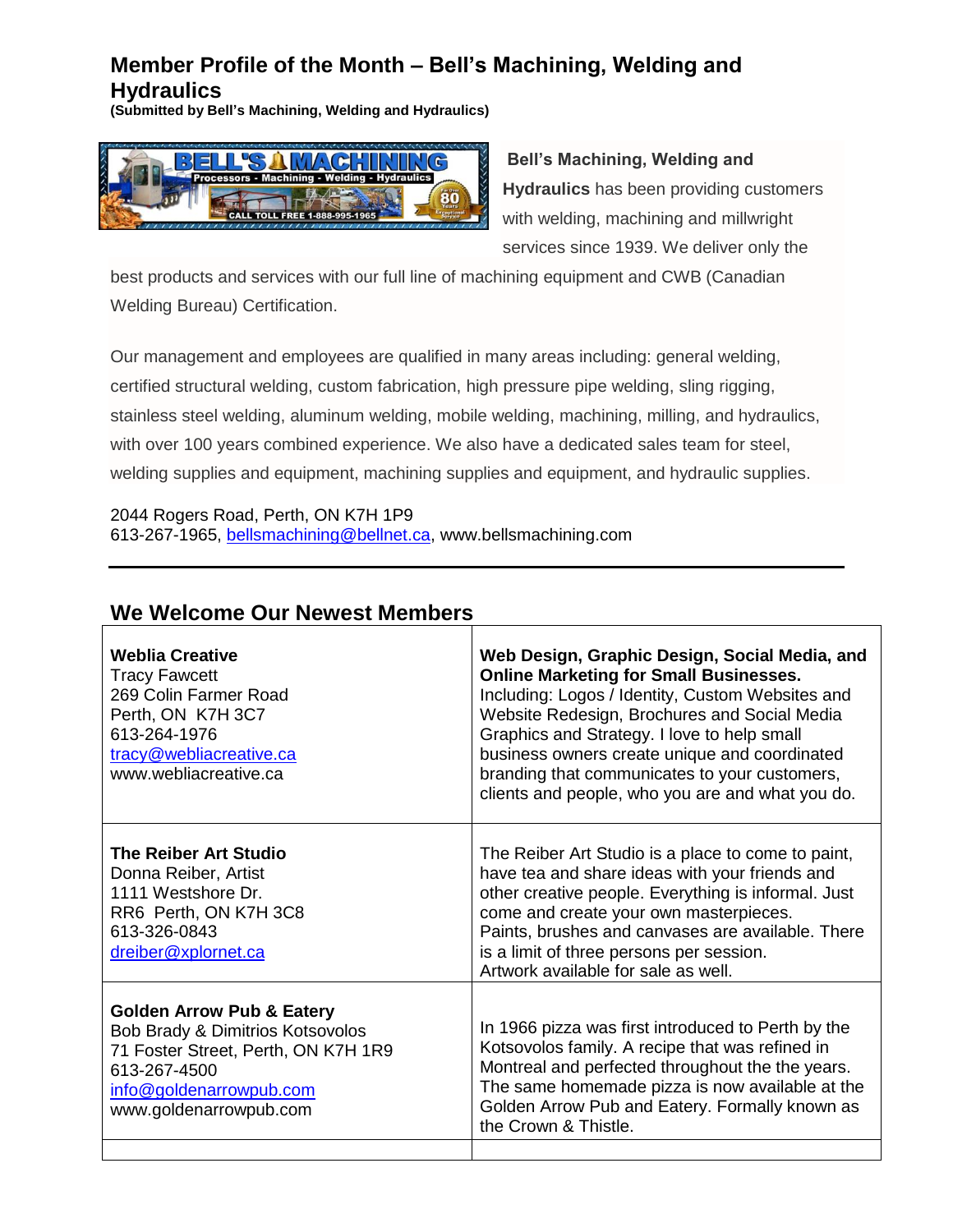## Member Profile of the Month – Bell's Machining, Welding and Hydraulics

**(Submitted by Bell's Machining, Welding and Hydraulics)**

**Bell's Machining, Welding and Hydraulics** has been providing customers with welding, machining and millwright services since 1939. We deliver only the best products and services with our full line of machining equipment and CWB (Canadian Welding Bureau) Certification.

Our management and employees are qualified in many areas including: general welding, certified structural welding, custom fabrication, high pressure pipe welding, sling rigging, stainless steel welding, aluminum welding, mobile welding, machining, milling, and hydraulics, with over 100 years combined experience. We also have a dedicated sales team for steel, welding supplies and equipment, machining supplies and equipment, and hydraulic supplies.

2044 Rogers Road, Perth, ON K7H 1P9
613-267-1965, bellsmachining@bellnet.ca, www.bellsmachining.com

---

## We Welcome Our Newest Members

| | |
|---|---|
| **Weblia Creative**<br>Tracy Fawcett<br>269 Colin Farmer Road<br>Perth, ON K7H 3C7<br>613-264-1976<br>tracy@webliacreative.ca<br>www.webliacreative.ca | **Web Design, Graphic Design, Social Media, and Online Marketing for Small Businesses.**<br>Including: Logos / Identity, Custom Websites and Website Redesign, Brochures and Social Media Graphics and Strategy. I love to help small business owners create unique and coordinated branding that communicates to your customers, clients and people, who you are and what you do. |
| **The Reiber Art Studio**<br>Donna Reiber, Artist<br>1111 Westshore Dr.<br>RR6 Perth, ON K7H 3C8<br>613-326-0843<br>dreiber@xplornet.ca | The Reiber Art Studio is a place to come to paint, have tea and share ideas with your friends and other creative people. Everything is informal. Just come and create your own masterpieces. Paints, brushes and canvases are available. There is a limit of three persons per session.<br>Artwork available for sale as well. |
| **Golden Arrow Pub & Eatery**<br>Bob Brady & Dimitrios Kotsovolos<br>71 Foster Street, Perth, ON K7H 1R9<br>613-267-4500<br>info@goldenarrowpub.com<br>www.goldenarrowpub.com | In 1966 pizza was first introduced to Perth by the Kotsovolos family. A recipe that was refined in Montreal and perfected throughout the the years. The same homemade pizza is now available at the Golden Arrow Pub and Eatery. Formally known as the Crown & Thistle. |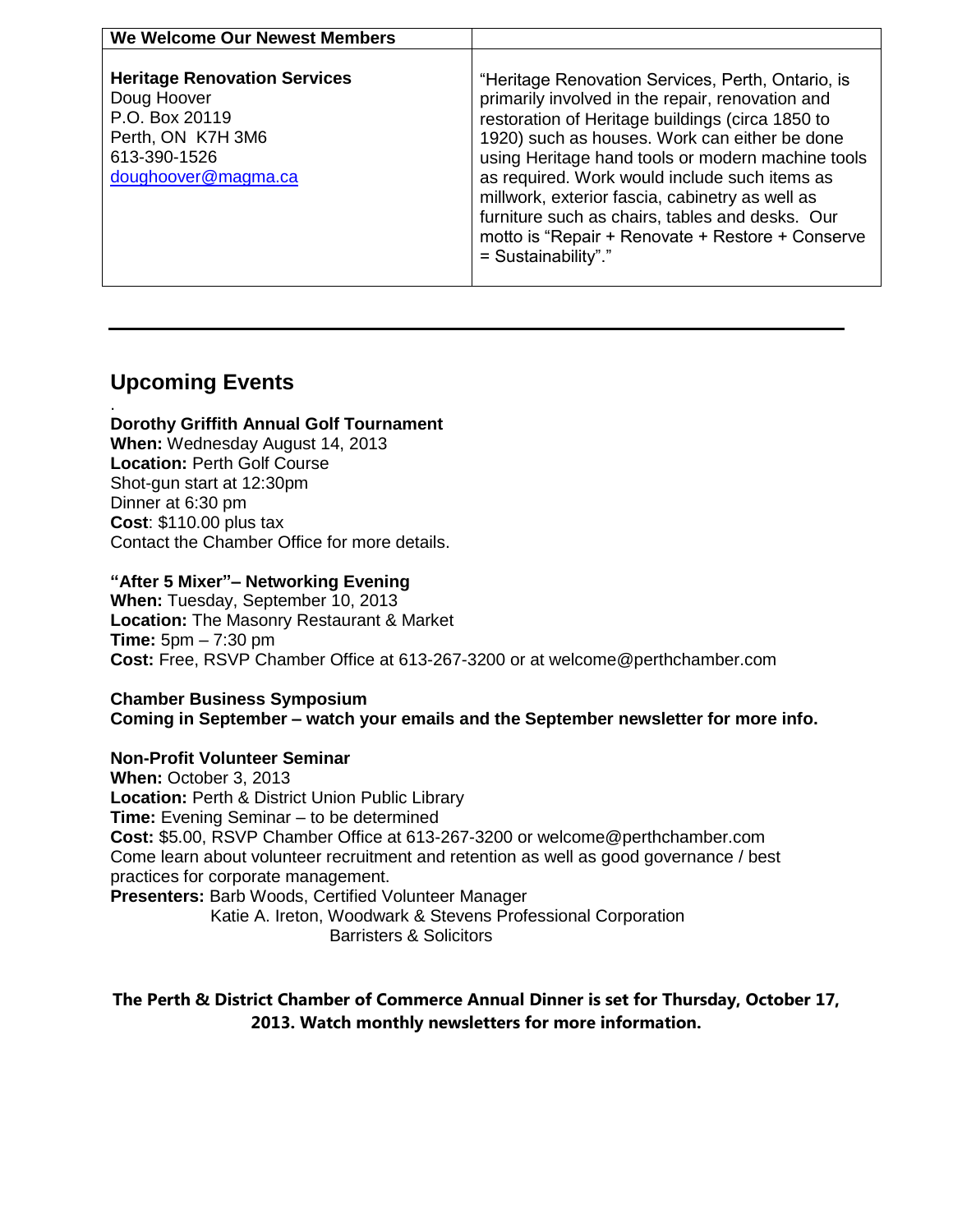| We Welcome Our Newest Members | |
|---|---|
| **Heritage Renovation Services**<br>Doug Hoover<br>P.O. Box 20119<br>Perth, ON K7H 3M6<br>613-390-1526<br>doughoover@magma.ca | "Heritage Renovation Services, Perth, Ontario, is primarily involved in the repair, renovation and restoration of Heritage buildings (circa 1850 to 1920) such as houses. Work can either be done using Heritage hand tools or modern machine tools as required. Work would include such items as millwork, exterior fascia, cabinetry as well as furniture such as chairs, tables and desks. Our motto is "Repair + Renovate + Restore + Conserve = Sustainability"." |

---

## Upcoming Events

**Dorothy Griffith Annual Golf Tournament**
**When:** Wednesday August 14, 2013
**Location:** Perth Golf Course
Shot-gun start at 12:30pm
Dinner at 6:30 pm
**Cost**: $110.00 plus tax
Contact the Chamber Office for more details.

**"After 5 Mixer"– Networking Evening**
**When:** Tuesday, September 10, 2013
**Location:** The Masonry Restaurant & Market
**Time:** 5pm – 7:30 pm
**Cost:** Free, RSVP Chamber Office at 613-267-3200 or at welcome@perthchamber.com

**Chamber Business Symposium**
**Coming in September – watch your emails and the September newsletter for more info.**

**Non-Profit Volunteer Seminar**
**When:** October 3, 2013
**Location:** Perth & District Union Public Library
**Time:** Evening Seminar – to be determined
**Cost:** $5.00, RSVP Chamber Office at 613-267-3200 or welcome@perthchamber.com
Come learn about volunteer recruitment and retention as well as good governance / best practices for corporate management.
**Presenters:** Barb Woods, Certified Volunteer Manager
Katie A. Ireton, Woodwark & Stevens Professional Corporation
Barristers & Solicitors

**The Perth & District Chamber of Commerce Annual Dinner is set for Thursday, October 17, 2013. Watch monthly newsletters for more information.**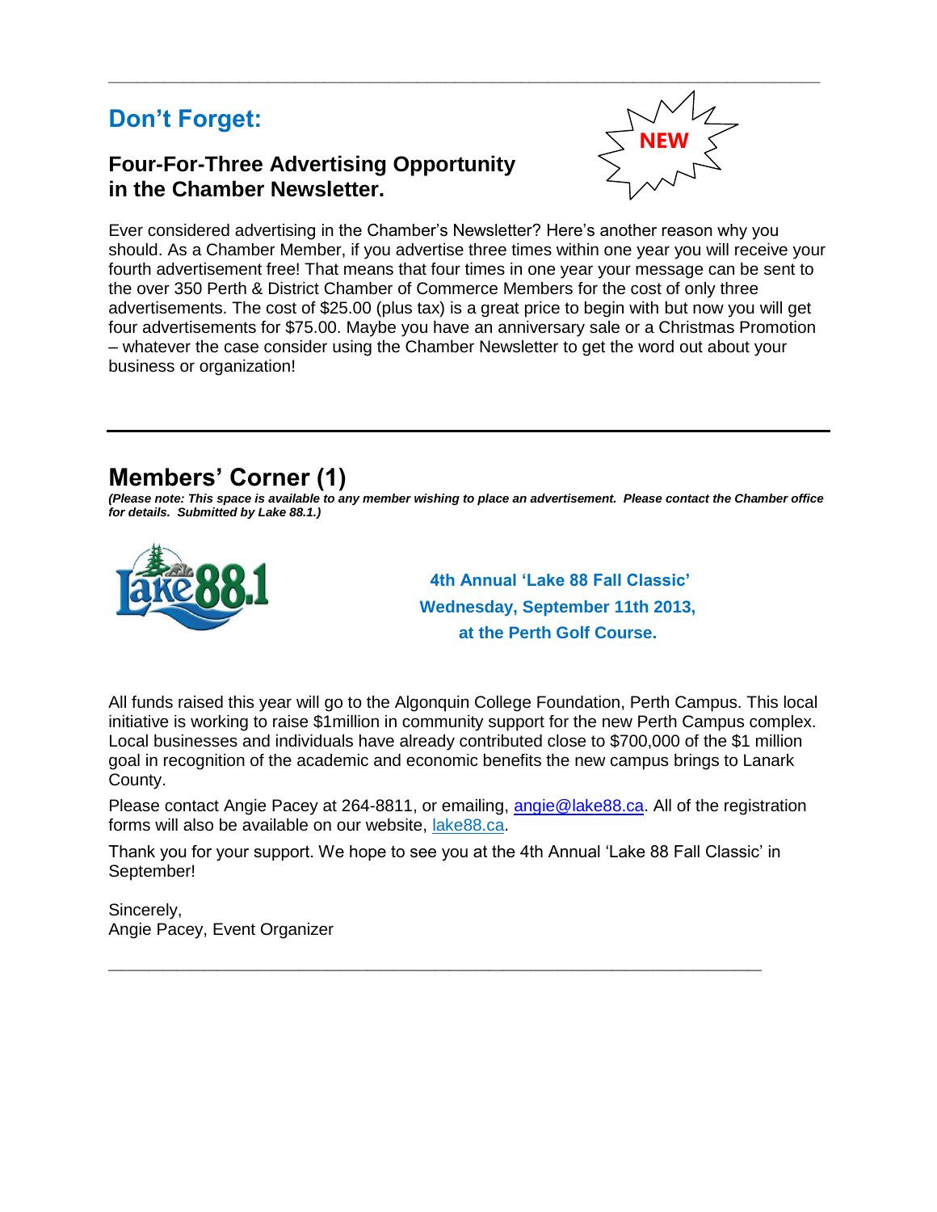## Don't Forget:

**NEW**

### Four-For-Three Advertising Opportunity in the Chamber Newsletter.

Ever considered advertising in the Chamber's Newsletter? Here's another reason why you should. As a Chamber Member, if you advertise three times within one year you will receive your fourth advertisement free! That means that four times in one year your message can be sent to the over 350 Perth & District Chamber of Commerce Members for the cost of only three advertisements. The cost of $25.00 (plus tax) is a great price to begin with but now you will get four advertisements for $75.00. Maybe you have an anniversary sale or a Christmas Promotion – whatever the case consider using the Chamber Newsletter to get the word out about your business or organization!

---

## Members' Corner (1)

***(Please note: This space is available to any member wishing to place an advertisement. Please contact the Chamber office for details. Submitted by Lake 88.1.)***

**4th Annual 'Lake 88 Fall Classic'**
**Wednesday, September 11th 2013,**
**at the Perth Golf Course.**

All funds raised this year will go to the Algonquin College Foundation, Perth Campus. This local initiative is working to raise $1million in community support for the new Perth Campus complex. Local businesses and individuals have already contributed close to $700,000 of the $1 million goal in recognition of the academic and economic benefits the new campus brings to Lanark County.

Please contact Angie Pacey at 264-8811, or emailing, angie@lake88.ca. All of the registration forms will also be available on our website, lake88.ca.

Thank you for your support. We hope to see you at the 4th Annual 'Lake 88 Fall Classic' in September!

Sincerely,
Angie Pacey, Event Organizer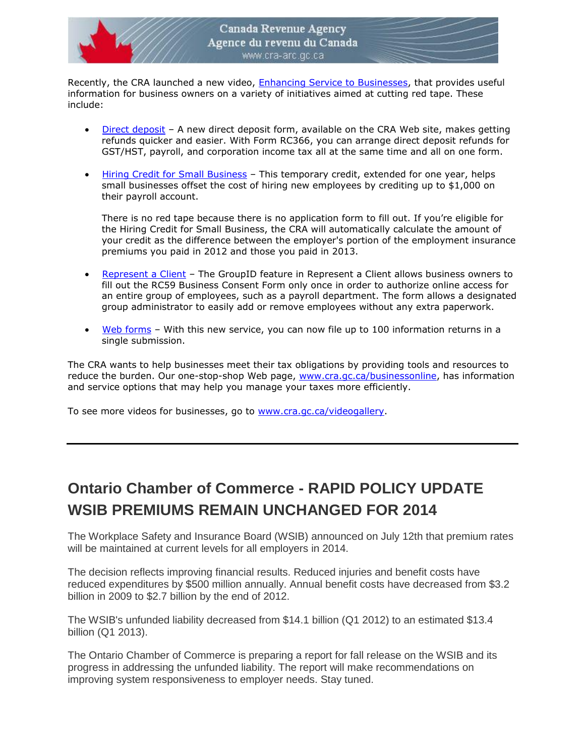Canada Revenue Agency
Agence du revenu du Canada
www.cra-arc.gc.ca

Recently, the CRA launched a new video, Enhancing Service to Businesses, that provides useful information for business owners on a variety of initiatives aimed at cutting red tape. These include:

- Direct deposit – A new direct deposit form, available on the CRA Web site, makes getting refunds quicker and easier. With Form RC366, you can arrange direct deposit refunds for GST/HST, payroll, and corporation income tax all at the same time and all on one form.

- Hiring Credit for Small Business – This temporary credit, extended for one year, helps small businesses offset the cost of hiring new employees by crediting up to $1,000 on their payroll account.

  There is no red tape because there is no application form to fill out. If you're eligible for the Hiring Credit for Small Business, the CRA will automatically calculate the amount of your credit as the difference between the employer's portion of the employment insurance premiums you paid in 2012 and those you paid in 2013.

- Represent a Client – The GroupID feature in Represent a Client allows business owners to fill out the RC59 Business Consent Form only once in order to authorize online access for an entire group of employees, such as a payroll department. The form allows a designated group administrator to easily add or remove employees without any extra paperwork.

- Web forms – With this new service, you can now file up to 100 information returns in a single submission.

The CRA wants to help businesses meet their tax obligations by providing tools and resources to reduce the burden. Our one-stop-shop Web page, www.cra.gc.ca/businessonline, has information and service options that may help you manage your taxes more efficiently.

To see more videos for businesses, go to www.cra.gc.ca/videogallery.

---

## Ontario Chamber of Commerce - RAPID POLICY UPDATE WSIB PREMIUMS REMAIN UNCHANGED FOR 2014

The Workplace Safety and Insurance Board (WSIB) announced on July 12th that premium rates will be maintained at current levels for all employers in 2014.

The decision reflects improving financial results. Reduced injuries and benefit costs have reduced expenditures by $500 million annually. Annual benefit costs have decreased from $3.2 billion in 2009 to $2.7 billion by the end of 2012.

The WSIB's unfunded liability decreased from $14.1 billion (Q1 2012) to an estimated $13.4 billion (Q1 2013).

The Ontario Chamber of Commerce is preparing a report for fall release on the WSIB and its progress in addressing the unfunded liability. The report will make recommendations on improving system responsiveness to employer needs. Stay tuned.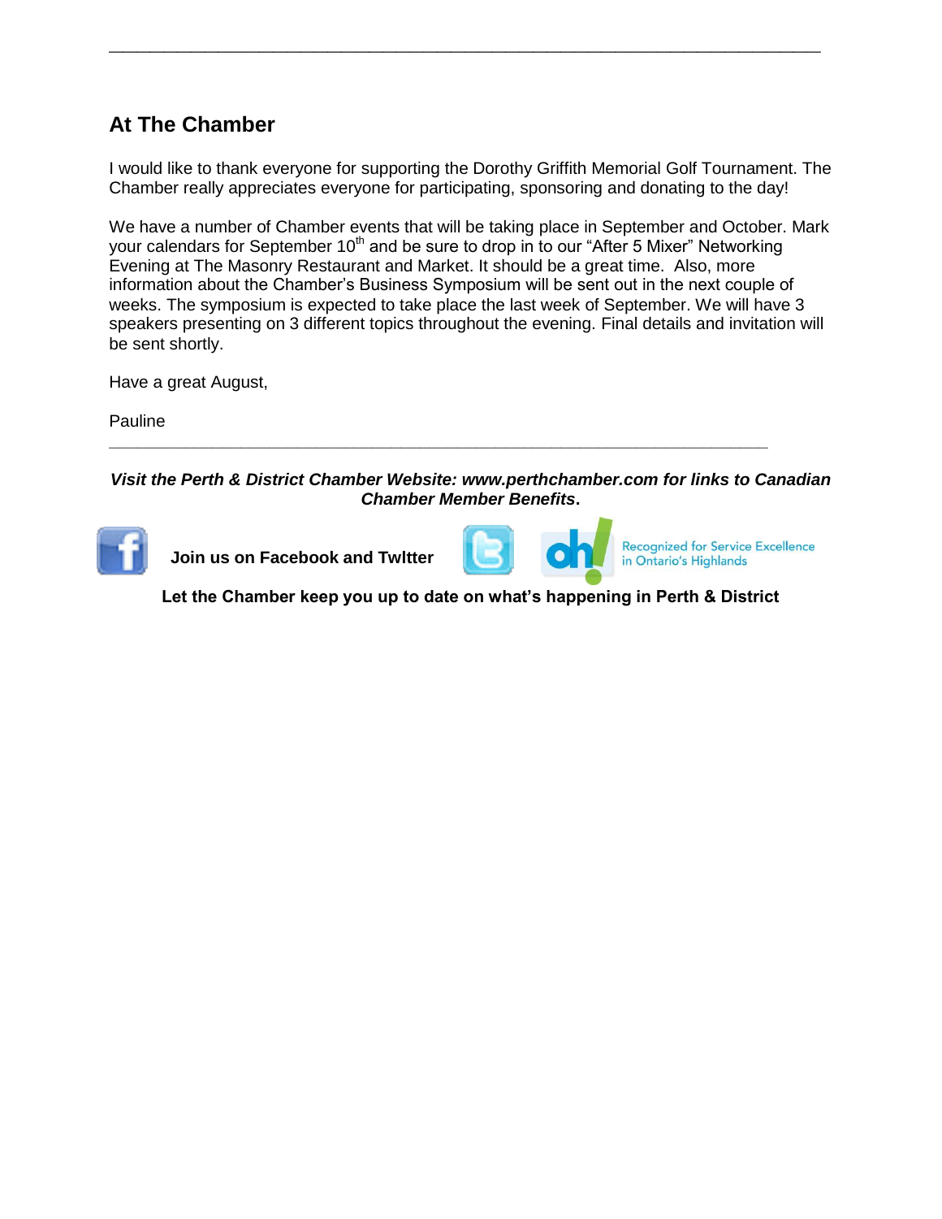## At The Chamber

I would like to thank everyone for supporting the Dorothy Griffith Memorial Golf Tournament. The Chamber really appreciates everyone for participating, sponsoring and donating to the day!

We have a number of Chamber events that will be taking place in September and October. Mark your calendars for September 10th and be sure to drop in to our "After 5 Mixer" Networking Evening at The Masonry Restaurant and Market. It should be a great time. Also, more information about the Chamber's Business Symposium will be sent out in the next couple of weeks. The symposium is expected to take place the last week of September. We will have 3 speakers presenting on 3 different topics throughout the evening. Final details and invitation will be sent shortly.

Have a great August,

Pauline

---

***Visit the Perth & District Chamber Website: www.perthchamber.com for links to Canadian Chamber Member Benefits*.**

**Join us on Facebook and Twltter**

Recognized for Service Excellence in Ontario's Highlands

**Let the Chamber keep you up to date on what's happening in Perth & District**